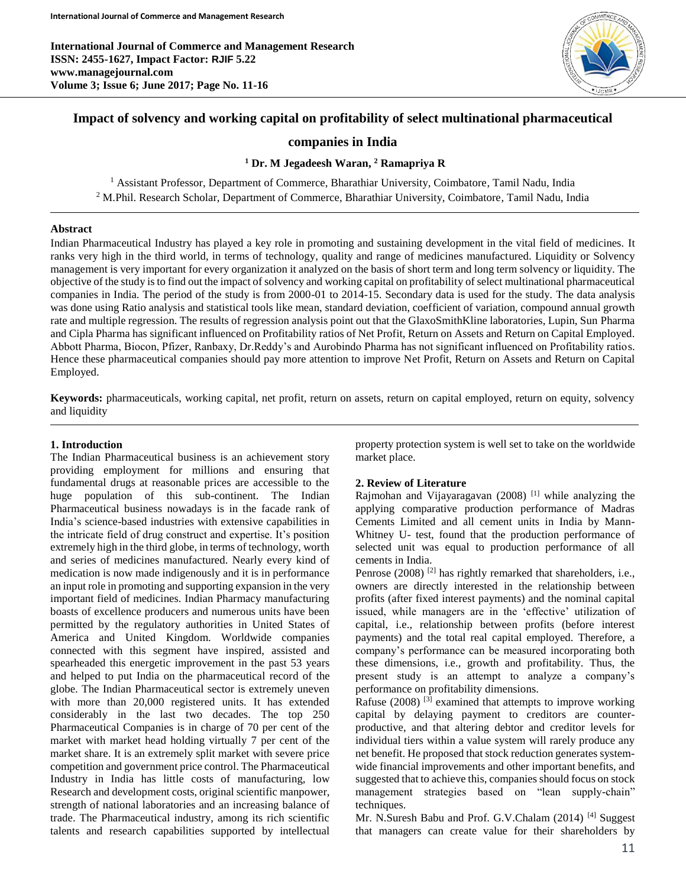# Impact of solvency and working capital on profitability of select multinational pharmaceutical companies in India

**[1] Dr. M Jegadeesh Waran, [2] Ramapriya R**

[1] Assistant Professor, Department of Commerce, Bharathiar University, Coimbatore, Tamil Nadu, India
[2] M.Phil. Research Scholar, Department of Commerce, Bharathiar University, Coimbatore, Tamil Nadu, India

## Abstract

Indian Pharmaceutical Industry has played a key role in promoting and sustaining development in the vital field of medicines. It ranks very high in the third world, in terms of technology, quality and range of medicines manufactured. Liquidity or Solvency management is very important for every organization it analyzed on the basis of short term and long term solvency or liquidity. The objective of the study is to find out the impact of solvency and working capital on profitability of select multinational pharmaceutical companies in India. The period of the study is from 2000-01 to 2014-15. Secondary data is used for the study. The data analysis was done using Ratio analysis and statistical tools like mean, standard deviation, coefficient of variation, compound annual growth rate and multiple regression. The results of regression analysis point out that the GlaxoSmithKline laboratories, Lupin, Sun Pharma and Cipla Pharma has significant influenced on Profitability ratios of Net Profit, Return on Assets and Return on Capital Employed. Abbott Pharma, Biocon, Pfizer, Ranbaxy, Dr.Reddy's and Aurobindo Pharma has not significant influenced on Profitability ratios. Hence these pharmaceutical companies should pay more attention to improve Net Profit, Return on Assets and Return on Capital Employed.

**Keywords:** pharmaceuticals, working capital, net profit, return on assets, return on capital employed, return on equity, solvency and liquidity

## 1. Introduction

The Indian Pharmaceutical business is an achievement story providing employment for millions and ensuring that fundamental drugs at reasonable prices are accessible to the huge population of this sub-continent. The Indian Pharmaceutical business nowadays is in the facade rank of India's science-based industries with extensive capabilities in the intricate field of drug construct and expertise. It's position extremely high in the third globe, in terms of technology, worth and series of medicines manufactured. Nearly every kind of medication is now made indigenously and it is in performance an input role in promoting and supporting expansion in the very important field of medicines. Indian Pharmacy manufacturing boasts of excellence producers and numerous units have been permitted by the regulatory authorities in United States of America and United Kingdom. Worldwide companies connected with this segment have inspired, assisted and spearheaded this energetic improvement in the past 53 years and helped to put India on the pharmaceutical record of the globe. The Indian Pharmaceutical sector is extremely uneven with more than 20,000 registered units. It has extended considerably in the last two decades. The top 250 Pharmaceutical Companies is in charge of 70 per cent of the market with market head holding virtually 7 per cent of the market share. It is an extremely split market with severe price competition and government price control. The Pharmaceutical Industry in India has little costs of manufacturing, low Research and development costs, original scientific manpower, strength of national laboratories and an increasing balance of trade. The Pharmaceutical industry, among its rich scientific talents and research capabilities supported by intellectual property protection system is well set to take on the worldwide market place.

## 2. Review of Literature

Rajmohan and Vijayaragavan (2008) [1] while analyzing the applying comparative production performance of Madras Cements Limited and all cement units in India by Mann-Whitney U- test, found that the production performance of selected unit was equal to production performance of all cements in India.

Penrose (2008) [2] has rightly remarked that shareholders, i.e., owners are directly interested in the relationship between profits (after fixed interest payments) and the nominal capital issued, while managers are in the 'effective' utilization of capital, i.e., relationship between profits (before interest payments) and the total real capital employed. Therefore, a company's performance can be measured incorporating both these dimensions, i.e., growth and profitability. Thus, the present study is an attempt to analyze a company's performance on profitability dimensions.

Rafuse (2008) [3] examined that attempts to improve working capital by delaying payment to creditors are counter-productive, and that altering debtor and creditor levels for individual tiers within a value system will rarely produce any net benefit. He proposed that stock reduction generates system-wide financial improvements and other important benefits, and suggested that to achieve this, companies should focus on stock management strategies based on "lean supply-chain" techniques.

Mr. N.Suresh Babu and Prof. G.V.Chalam (2014) [4] Suggest that managers can create value for their shareholders by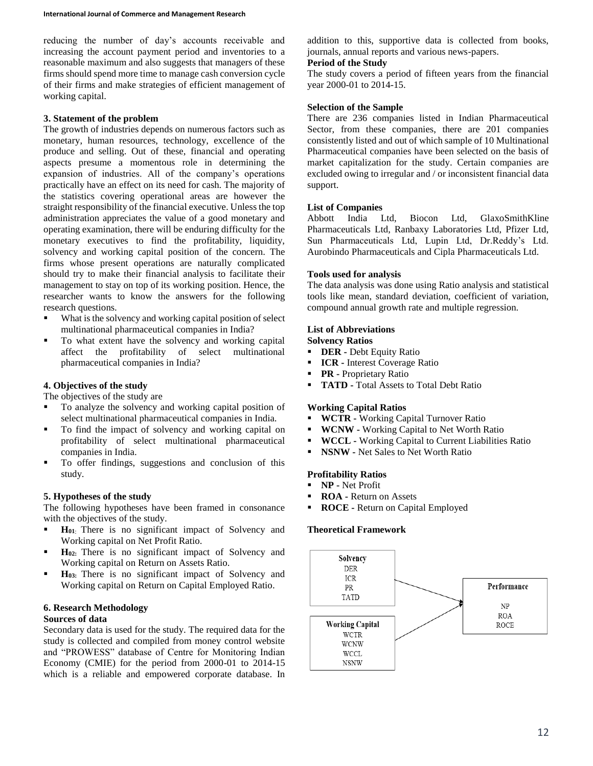reducing the number of day's accounts receivable and increasing the account payment period and inventories to a reasonable maximum and also suggests that managers of these firms should spend more time to manage cash conversion cycle of their firms and make strategies of efficient management of working capital.

### 3. Statement of the problem

The growth of industries depends on numerous factors such as monetary, human resources, technology, excellence of the produce and selling. Out of these, financial and operating aspects presume a momentous role in determining the expansion of industries. All of the company's operations practically have an effect on its need for cash. The majority of the statistics covering operational areas are however the straight responsibility of the financial executive. Unless the top administration appreciates the value of a good monetary and operating examination, there will be enduring difficulty for the monetary executives to find the profitability, liquidity, solvency and working capital position of the concern. The firms whose present operations are naturally complicated should try to make their financial analysis to facilitate their management to stay on top of its working position. Hence, the researcher wants to know the answers for the following research questions.

- What is the solvency and working capital position of select multinational pharmaceutical companies in India?
- To what extent have the solvency and working capital affect the profitability of select multinational pharmaceutical companies in India?

### 4. Objectives of the study

The objectives of the study are

- To analyze the solvency and working capital position of select multinational pharmaceutical companies in India.
- To find the impact of solvency and working capital on profitability of select multinational pharmaceutical companies in India.
- To offer findings, suggestions and conclusion of this study.

### 5. Hypotheses of the study

The following hypotheses have been framed in consonance with the objectives of the study.

- $H_{01}$: There is no significant impact of Solvency and Working capital on Net Profit Ratio.
- $H_{02}$: There is no significant impact of Solvency and Working capital on Return on Assets Ratio.
- $H_{03}$: There is no significant impact of Solvency and Working capital on Return on Capital Employed Ratio.

### 6. Research Methodology

**Sources of data**

Secondary data is used for the study. The required data for the study is collected and compiled from money control website and "PROWESS" database of Centre for Monitoring Indian Economy (CMIE) for the period from 2000-01 to 2014-15 which is a reliable and empowered corporate database. In addition to this, supportive data is collected from books, journals, annual reports and various news-papers.

**Period of the Study**

The study covers a period of fifteen years from the financial year 2000-01 to 2014-15.

**Selection of the Sample**

There are 236 companies listed in Indian Pharmaceutical Sector, from these companies, there are 201 companies consistently listed and out of which sample of 10 Multinational Pharmaceutical companies have been selected on the basis of market capitalization for the study. Certain companies are excluded owing to irregular and / or inconsistent financial data support.

**List of Companies**

Abbott India Ltd, Biocon Ltd, GlaxoSmithKline Pharmaceuticals Ltd, Ranbaxy Laboratories Ltd, Pfizer Ltd, Sun Pharmaceuticals Ltd, Lupin Ltd, Dr.Reddy's Ltd. Aurobindo Pharmaceuticals and Cipla Pharmaceuticals Ltd.

**Tools used for analysis**

The data analysis was done using Ratio analysis and statistical tools like mean, standard deviation, coefficient of variation, compound annual growth rate and multiple regression.

**List of Abbreviations**

**Solvency Ratios**

- **DER -** Debt Equity Ratio
- **ICR -** Interest Coverage Ratio
- **PR -** Proprietary Ratio
- **TATD -** Total Assets to Total Debt Ratio

**Working Capital Ratios**

- **WCTR -** Working Capital Turnover Ratio
- **WCNW -** Working Capital to Net Worth Ratio
- **WCCL -** Working Capital to Current Liabilities Ratio
- **NSNW -** Net Sales to Net Worth Ratio

**Profitability Ratios**

- **NP -** Net Profit
- **ROA -** Return on Assets
- **ROCE -** Return on Capital Employed

**Theoretical Framework**

Solvency
DER
ICR
PR
TATD

Working Capital
WCTR
WCNW
WCCL
NSNW

Performance
NP
ROA
ROCE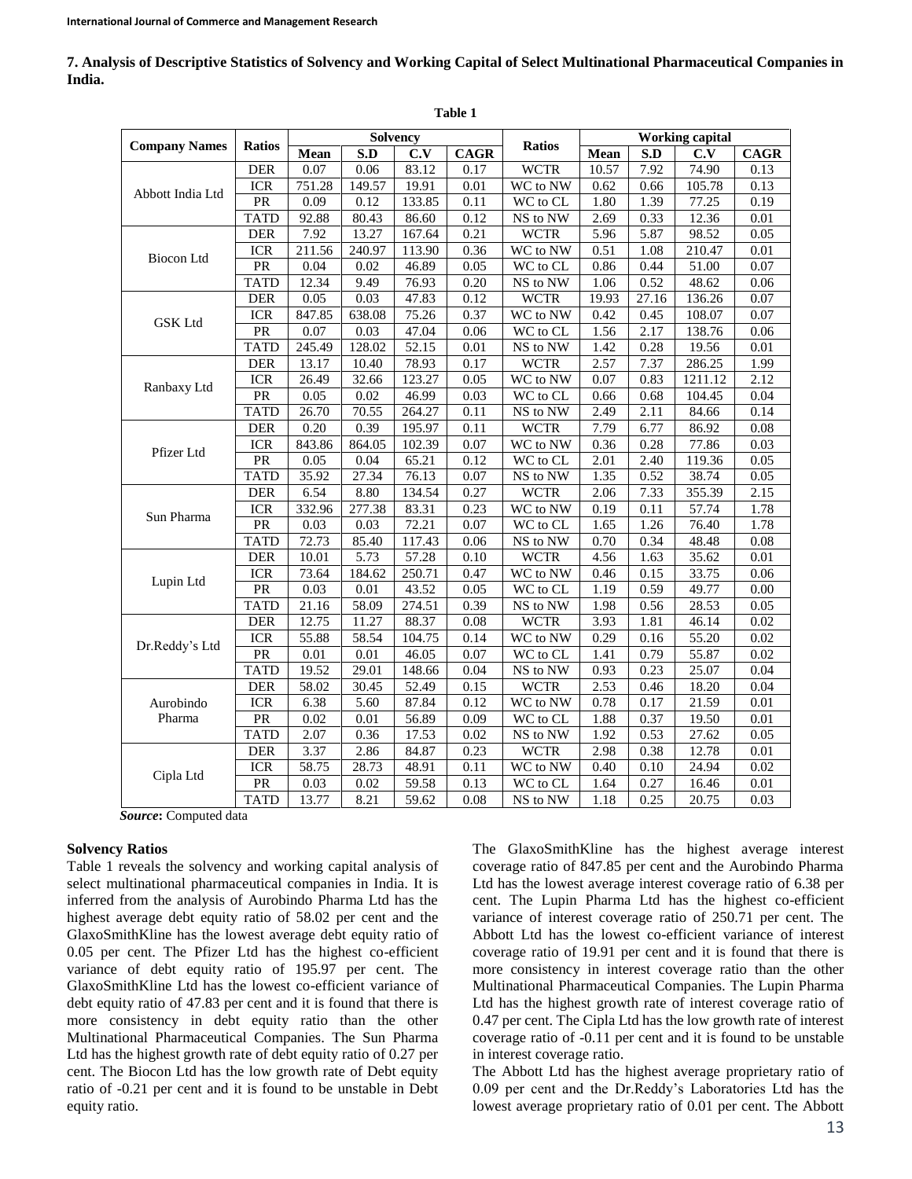## 7. Analysis of Descriptive Statistics of Solvency and Working Capital of Select Multinational Pharmaceutical Companies in India.

**Table 1**

| Company Names | Ratios | Solvency | | | | Ratios | Working capital | | | |
|---|---|---|---|---|---|---|---|---|---|---|
| | | Mean | S.D | C.V | CAGR | | Mean | S.D | C.V | CAGR |
| Abbott India Ltd | DER | 0.07 | 0.06 | 83.12 | 0.17 | WCTR | 10.57 | 7.92 | 74.90 | 0.13 |
| | ICR | 751.28 | 149.57 | 19.91 | 0.01 | WC to NW | 0.62 | 0.66 | 105.78 | 0.13 |
| | PR | 0.09 | 0.12 | 133.85 | 0.11 | WC to CL | 1.80 | 1.39 | 77.25 | 0.19 |
| | TATD | 92.88 | 80.43 | 86.60 | 0.12 | NS to NW | 2.69 | 0.33 | 12.36 | 0.01 |
| Biocon Ltd | DER | 7.92 | 13.27 | 167.64 | 0.21 | WCTR | 5.96 | 5.87 | 98.52 | 0.05 |
| | ICR | 211.56 | 240.97 | 113.90 | 0.36 | WC to NW | 0.51 | 1.08 | 210.47 | 0.01 |
| | PR | 0.04 | 0.02 | 46.89 | 0.05 | WC to CL | 0.86 | 0.44 | 51.00 | 0.07 |
| | TATD | 12.34 | 9.49 | 76.93 | 0.20 | NS to NW | 1.06 | 0.52 | 48.62 | 0.06 |
| GSK Ltd | DER | 0.05 | 0.03 | 47.83 | 0.12 | WCTR | 19.93 | 27.16 | 136.26 | 0.07 |
| | ICR | 847.85 | 638.08 | 75.26 | 0.37 | WC to NW | 0.42 | 0.45 | 108.07 | 0.07 |
| | PR | 0.07 | 0.03 | 47.04 | 0.06 | WC to CL | 1.56 | 2.17 | 138.76 | 0.06 |
| | TATD | 245.49 | 128.02 | 52.15 | 0.01 | NS to NW | 1.42 | 0.28 | 19.56 | 0.01 |
| Ranbaxy Ltd | DER | 13.17 | 10.40 | 78.93 | 0.17 | WCTR | 2.57 | 7.37 | 286.25 | 1.99 |
| | ICR | 26.49 | 32.66 | 123.27 | 0.05 | WC to NW | 0.07 | 0.83 | 1211.12 | 2.12 |
| | PR | 0.05 | 0.02 | 46.99 | 0.03 | WC to CL | 0.66 | 0.68 | 104.45 | 0.04 |
| | TATD | 26.70 | 70.55 | 264.27 | 0.11 | NS to NW | 2.49 | 2.11 | 84.66 | 0.14 |
| Pfizer Ltd | DER | 0.20 | 0.39 | 195.97 | 0.11 | WCTR | 7.79 | 6.77 | 86.92 | 0.08 |
| | ICR | 843.86 | 864.05 | 102.39 | 0.07 | WC to NW | 0.36 | 0.28 | 77.86 | 0.03 |
| | PR | 0.05 | 0.04 | 65.21 | 0.12 | WC to CL | 2.01 | 2.40 | 119.36 | 0.05 |
| | TATD | 35.92 | 27.34 | 76.13 | 0.07 | NS to NW | 1.35 | 0.52 | 38.74 | 0.05 |
| Sun Pharma | DER | 6.54 | 8.80 | 134.54 | 0.27 | WCTR | 2.06 | 7.33 | 355.39 | 2.15 |
| | ICR | 332.96 | 277.38 | 83.31 | 0.23 | WC to NW | 0.19 | 0.11 | 57.74 | 1.78 |
| | PR | 0.03 | 0.03 | 72.21 | 0.07 | WC to CL | 1.65 | 1.26 | 76.40 | 1.78 |
| | TATD | 72.73 | 85.40 | 117.43 | 0.06 | NS to NW | 0.70 | 0.34 | 48.48 | 0.08 |
| Lupin Ltd | DER | 10.01 | 5.73 | 57.28 | 0.10 | WCTR | 4.56 | 1.63 | 35.62 | 0.01 |
| | ICR | 73.64 | 184.62 | 250.71 | 0.47 | WC to NW | 0.46 | 0.15 | 33.75 | 0.06 |
| | PR | 0.03 | 0.01 | 43.52 | 0.05 | WC to CL | 1.19 | 0.59 | 49.77 | 0.00 |
| | TATD | 21.16 | 58.09 | 274.51 | 0.39 | NS to NW | 1.98 | 0.56 | 28.53 | 0.05 |
| Dr.Reddy's Ltd | DER | 12.75 | 11.27 | 88.37 | 0.08 | WCTR | 3.93 | 1.81 | 46.14 | 0.02 |
| | ICR | 55.88 | 58.54 | 104.75 | 0.14 | WC to NW | 0.29 | 0.16 | 55.20 | 0.02 |
| | PR | 0.01 | 0.01 | 46.05 | 0.07 | WC to CL | 1.41 | 0.79 | 55.87 | 0.02 |
| | TATD | 19.52 | 29.01 | 148.66 | 0.04 | NS to NW | 0.93 | 0.23 | 25.07 | 0.04 |
| Aurobindo Pharma | DER | 58.02 | 30.45 | 52.49 | 0.15 | WCTR | 2.53 | 0.46 | 18.20 | 0.04 |
| | ICR | 6.38 | 5.60 | 87.84 | 0.12 | WC to NW | 0.78 | 0.17 | 21.59 | 0.01 |
| | PR | 0.02 | 0.01 | 56.89 | 0.09 | WC to CL | 1.88 | 0.37 | 19.50 | 0.01 |
| | TATD | 2.07 | 0.36 | 17.53 | 0.02 | NS to NW | 1.92 | 0.53 | 27.62 | 0.05 |
| Cipla Ltd | DER | 3.37 | 2.86 | 84.87 | 0.23 | WCTR | 2.98 | 0.38 | 12.78 | 0.01 |
| | ICR | 58.75 | 28.73 | 48.91 | 0.11 | WC to NW | 0.40 | 0.10 | 24.94 | 0.02 |
| | PR | 0.03 | 0.02 | 59.58 | 0.13 | WC to CL | 1.64 | 0.27 | 16.46 | 0.01 |
| | TATD | 13.77 | 8.21 | 59.62 | 0.08 | NS to NW | 1.18 | 0.25 | 20.75 | 0.03 |

***Source*:** Computed data

### Solvency Ratios

Table 1 reveals the solvency and working capital analysis of select multinational pharmaceutical companies in India. It is inferred from the analysis of Aurobindo Pharma Ltd has the highest average debt equity ratio of 58.02 per cent and the GlaxoSmithKline has the lowest average debt equity ratio of 0.05 per cent. The Pfizer Ltd has the highest co-efficient variance of debt equity ratio of 195.97 per cent. The GlaxoSmithKline Ltd has the lowest co-efficient variance of debt equity ratio of 47.83 per cent and it is found that there is more consistency in debt equity ratio than the other Multinational Pharmaceutical Companies. The Sun Pharma Ltd has the highest growth rate of debt equity ratio of 0.27 per cent. The Biocon Ltd has the low growth rate of Debt equity ratio of -0.21 per cent and it is found to be unstable in Debt equity ratio.

The GlaxoSmithKline has the highest average interest coverage ratio of 847.85 per cent and the Aurobindo Pharma Ltd has the lowest average interest coverage ratio of 6.38 per cent. The Lupin Pharma Ltd has the highest co-efficient variance of interest coverage ratio of 250.71 per cent. The Abbott Ltd has the lowest co-efficient variance of interest coverage ratio of 19.91 per cent and it is found that there is more consistency in interest coverage ratio than the other Multinational Pharmaceutical Companies. The Lupin Pharma Ltd has the highest growth rate of interest coverage ratio of 0.47 per cent. The Cipla Ltd has the low growth rate of interest coverage ratio of -0.11 per cent and it is found to be unstable in interest coverage ratio.

The Abbott Ltd has the highest average proprietary ratio of 0.09 per cent and the Dr.Reddy's Laboratories Ltd has the lowest average proprietary ratio of 0.01 per cent. The Abbott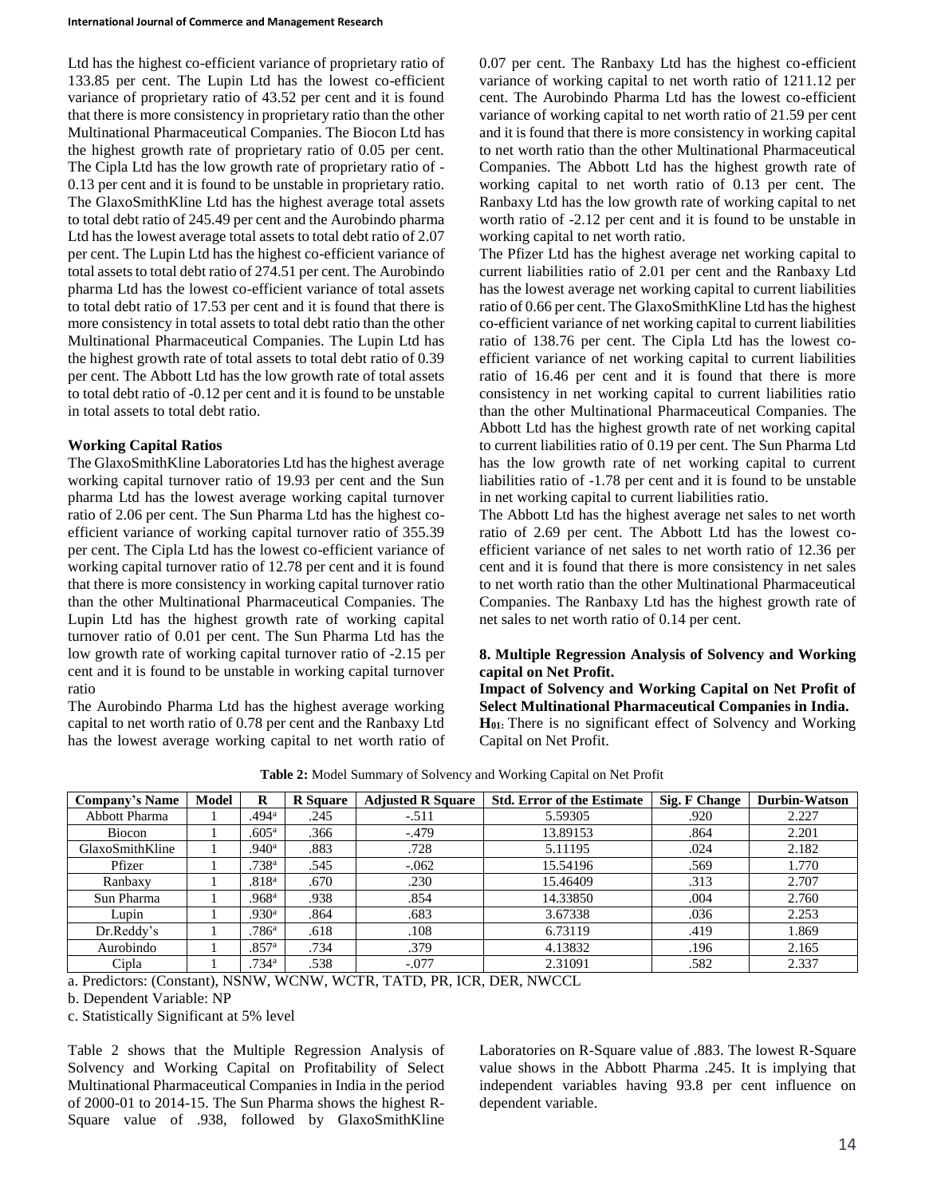Ltd has the highest co-efficient variance of proprietary ratio of 133.85 per cent. The Lupin Ltd has the lowest co-efficient variance of proprietary ratio of 43.52 per cent and it is found that there is more consistency in proprietary ratio than the other Multinational Pharmaceutical Companies. The Biocon Ltd has the highest growth rate of proprietary ratio of 0.05 per cent. The Cipla Ltd has the low growth rate of proprietary ratio of -0.13 per cent and it is found to be unstable in proprietary ratio. The GlaxoSmithKline Ltd has the highest average total assets to total debt ratio of 245.49 per cent and the Aurobindo pharma Ltd has the lowest average total assets to total debt ratio of 2.07 per cent. The Lupin Ltd has the highest co-efficient variance of total assets to total debt ratio of 274.51 per cent. The Aurobindo pharma Ltd has the lowest co-efficient variance of total assets to total debt ratio of 17.53 per cent and it is found that there is more consistency in total assets to total debt ratio than the other Multinational Pharmaceutical Companies. The Lupin Ltd has the highest growth rate of total assets to total debt ratio of 0.39 per cent. The Abbott Ltd has the low growth rate of total assets to total debt ratio of -0.12 per cent and it is found to be unstable in total assets to total debt ratio.

**Working Capital Ratios**

The GlaxoSmithKline Laboratories Ltd has the highest average working capital turnover ratio of 19.93 per cent and the Sun pharma Ltd has the lowest average working capital turnover ratio of 2.06 per cent. The Sun Pharma Ltd has the highest co-efficient variance of working capital turnover ratio of 355.39 per cent. The Cipla Ltd has the lowest co-efficient variance of working capital turnover ratio of 12.78 per cent and it is found that there is more consistency in working capital turnover ratio than the other Multinational Pharmaceutical Companies. The Lupin Ltd has the highest growth rate of working capital turnover ratio of 0.01 per cent. The Sun Pharma Ltd has the low growth rate of working capital turnover ratio of -2.15 per cent and it is found to be unstable in working capital turnover ratio

The Aurobindo Pharma Ltd has the highest average working capital to net worth ratio of 0.78 per cent and the Ranbaxy Ltd has the lowest average working capital to net worth ratio of 0.07 per cent. The Ranbaxy Ltd has the highest co-efficient variance of working capital to net worth ratio of 1211.12 per cent. The Aurobindo Pharma Ltd has the lowest co-efficient variance of working capital to net worth ratio of 21.59 per cent and it is found that there is more consistency in working capital to net worth ratio than the other Multinational Pharmaceutical Companies. The Abbott Ltd has the highest growth rate of working capital to net worth ratio of 0.13 per cent. The Ranbaxy Ltd has the low growth rate of working capital to net worth ratio of -2.12 per cent and it is found to be unstable in working capital to net worth ratio.

The Pfizer Ltd has the highest average net working capital to current liabilities ratio of 2.01 per cent and the Ranbaxy Ltd has the lowest average net working capital to current liabilities ratio of 0.66 per cent. The GlaxoSmithKline Ltd has the highest co-efficient variance of net working capital to current liabilities ratio of 138.76 per cent. The Cipla Ltd has the lowest co-efficient variance of net working capital to current liabilities ratio of 16.46 per cent and it is found that there is more consistency in net working capital to current liabilities ratio than the other Multinational Pharmaceutical Companies. The Abbott Ltd has the highest growth rate of net working capital to current liabilities ratio of 0.19 per cent. The Sun Pharma Ltd has the low growth rate of net working capital to current liabilities ratio of -1.78 per cent and it is found to be unstable in net working capital to current liabilities ratio.

The Abbott Ltd has the highest average net sales to net worth ratio of 2.69 per cent. The Abbott Ltd has the lowest co-efficient variance of net sales to net worth ratio of 12.36 per cent and it is found that there is more consistency in net sales to net worth ratio than the other Multinational Pharmaceutical Companies. The Ranbaxy Ltd has the highest growth rate of net sales to net worth ratio of 0.14 per cent.

**8. Multiple Regression Analysis of Solvency and Working capital on Net Profit.**

**Impact of Solvency and Working Capital on Net Profit of Select Multinational Pharmaceutical Companies in India.**

**$H_{01}$:** There is no significant effect of Solvency and Working Capital on Net Profit.

**Table 2:** Model Summary of Solvency and Working Capital on Net Profit

| Company's Name | Model | R | R Square | Adjusted R Square | Std. Error of the Estimate | Sig. F Change | Durbin-Watson |
|---|---|---|---|---|---|---|---|
| Abbott Pharma | 1 | .494[a] | .245 | -.511 | 5.59305 | .920 | 2.227 |
| Biocon | 1 | .605[a] | .366 | -.479 | 13.89153 | .864 | 2.201 |
| GlaxoSmithKline | 1 | .940[a] | .883 | .728 | 5.11195 | .024 | 2.182 |
| Pfizer | 1 | .738[a] | .545 | -.062 | 15.54196 | .569 | 1.770 |
| Ranbaxy | 1 | .818[a] | .670 | .230 | 15.46409 | .313 | 2.707 |
| Sun Pharma | 1 | .968[a] | .938 | .854 | 14.33850 | .004 | 2.760 |
| Lupin | 1 | .930[a] | .864 | .683 | 3.67338 | .036 | 2.253 |
| Dr.Reddy's | 1 | .786[a] | .618 | .108 | 6.73119 | .419 | 1.869 |
| Aurobindo | 1 | .857[a] | .734 | .379 | 4.13832 | .196 | 2.165 |
| Cipla | 1 | .734[a] | .538 | -.077 | 2.31091 | .582 | 2.337 |

a. Predictors: (Constant), NSNW, WCNW, WCTR, TATD, PR, ICR, DER, NWCCL

b. Dependent Variable: NP

c. Statistically Significant at 5% level

Table 2 shows that the Multiple Regression Analysis of Solvency and Working Capital on Profitability of Select Multinational Pharmaceutical Companies in India in the period of 2000-01 to 2014-15. The Sun Pharma shows the highest R-Square value of .938, followed by GlaxoSmithKline Laboratories on R-Square value of .883. The lowest R-Square value shows in the Abbott Pharma .245. It is implying that independent variables having 93.8 per cent influence on dependent variable.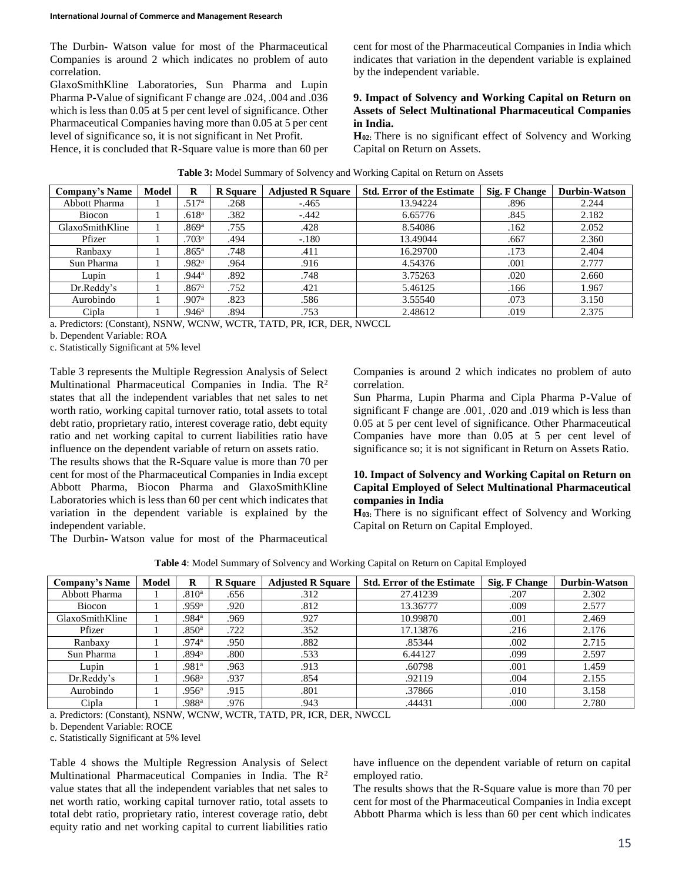The Durbin- Watson value for most of the Pharmaceutical Companies is around 2 which indicates no problem of auto correlation.

GlaxoSmithKline Laboratories, Sun Pharma and Lupin Pharma P-Value of significant F change are .024, .004 and .036 which is less than 0.05 at 5 per cent level of significance. Other Pharmaceutical Companies having more than 0.05 at 5 per cent level of significance so, it is not significant in Net Profit.

Hence, it is concluded that R-Square value is more than 60 per cent for most of the Pharmaceutical Companies in India which indicates that variation in the dependent variable is explained by the independent variable.

### 9. Impact of Solvency and Working Capital on Return on Assets of Select Multinational Pharmaceutical Companies in India.

**H02**: There is no significant effect of Solvency and Working Capital on Return on Assets.

**Table 3:** Model Summary of Solvency and Working Capital on Return on Assets

| Company's Name | Model | R | R Square | Adjusted R Square | Std. Error of the Estimate | Sig. F Change | Durbin-Watson |
|---|---|---|---|---|---|---|---|
| Abbott Pharma | 1 | .517[a] | .268 | -.465 | 13.94224 | .896 | 2.244 |
| Biocon | 1 | .618[a] | .382 | -.442 | 6.65776 | .845 | 2.182 |
| GlaxoSmithKline | 1 | .869[a] | .755 | .428 | 8.54086 | .162 | 2.052 |
| Pfizer | 1 | .703[a] | .494 | -.180 | 13.49044 | .667 | 2.360 |
| Ranbaxy | 1 | .865[a] | .748 | .411 | 16.29700 | .173 | 2.404 |
| Sun Pharma | 1 | .982[a] | .964 | .916 | 4.54376 | .001 | 2.777 |
| Lupin | 1 | .944[a] | .892 | .748 | 3.75263 | .020 | 2.660 |
| Dr.Reddy's | 1 | .867[a] | .752 | .421 | 5.46125 | .166 | 1.967 |
| Aurobindo | 1 | .907[a] | .823 | .586 | 3.55540 | .073 | 3.150 |
| Cipla | 1 | .946[a] | .894 | .753 | 2.48612 | .019 | 2.375 |

a. Predictors: (Constant), NSNW, WCNW, WCTR, TATD, PR, ICR, DER, NWCCL

b. Dependent Variable: ROA

c. Statistically Significant at 5% level

Table 3 represents the Multiple Regression Analysis of Select Multinational Pharmaceutical Companies in India. The $R^2$ states that all the independent variables that net sales to net worth ratio, working capital turnover ratio, total assets to total debt ratio, proprietary ratio, interest coverage ratio, debt equity ratio and net working capital to current liabilities ratio have influence on the dependent variable of return on assets ratio.

The results shows that the R-Square value is more than 70 per cent for most of the Pharmaceutical Companies in India except Abbott Pharma, Biocon Pharma and GlaxoSmithKline Laboratories which is less than 60 per cent which indicates that variation in the dependent variable is explained by the independent variable.

The Durbin- Watson value for most of the Pharmaceutical Companies is around 2 which indicates no problem of auto correlation.

Sun Pharma, Lupin Pharma and Cipla Pharma P-Value of significant F change are .001, .020 and .019 which is less than 0.05 at 5 per cent level of significance. Other Pharmaceutical Companies have more than 0.05 at 5 per cent level of significance so; it is not significant in Return on Assets Ratio.

### 10. Impact of Solvency and Working Capital on Return on Capital Employed of Select Multinational Pharmaceutical companies in India

**H03**: There is no significant effect of Solvency and Working Capital on Return on Capital Employed.

**Table 4**: Model Summary of Solvency and Working Capital on Return on Capital Employed

| Company's Name | Model | R | R Square | Adjusted R Square | Std. Error of the Estimate | Sig. F Change | Durbin-Watson |
|---|---|---|---|---|---|---|---|
| Abbott Pharma | 1 | .810[a] | .656 | .312 | 27.41239 | .207 | 2.302 |
| Biocon | 1 | .959[a] | .920 | .812 | 13.36777 | .009 | 2.577 |
| GlaxoSmithKline | 1 | .984[a] | .969 | .927 | 10.99870 | .001 | 2.469 |
| Pfizer | 1 | .850[a] | .722 | .352 | 17.13876 | .216 | 2.176 |
| Ranbaxy | 1 | .974[a] | .950 | .882 | .85344 | .002 | 2.715 |
| Sun Pharma | 1 | .894[a] | .800 | .533 | 6.44127 | .099 | 2.597 |
| Lupin | 1 | .981[a] | .963 | .913 | .60798 | .001 | 1.459 |
| Dr.Reddy's | 1 | .968[a] | .937 | .854 | .92119 | .004 | 2.155 |
| Aurobindo | 1 | .956[a] | .915 | .801 | .37866 | .010 | 3.158 |
| Cipla | 1 | .988[a] | .976 | .943 | .44431 | .000 | 2.780 |

a. Predictors: (Constant), NSNW, WCNW, WCTR, TATD, PR, ICR, DER, NWCCL

b. Dependent Variable: ROCE

c. Statistically Significant at 5% level

Table 4 shows the Multiple Regression Analysis of Select Multinational Pharmaceutical Companies in India. The $R^2$ value states that all the independent variables that net sales to net worth ratio, working capital turnover ratio, total assets to total debt ratio, proprietary ratio, interest coverage ratio, debt equity ratio and net working capital to current liabilities ratio have influence on the dependent variable of return on capital employed ratio.

The results shows that the R-Square value is more than 70 per cent for most of the Pharmaceutical Companies in India except Abbott Pharma which is less than 60 per cent which indicates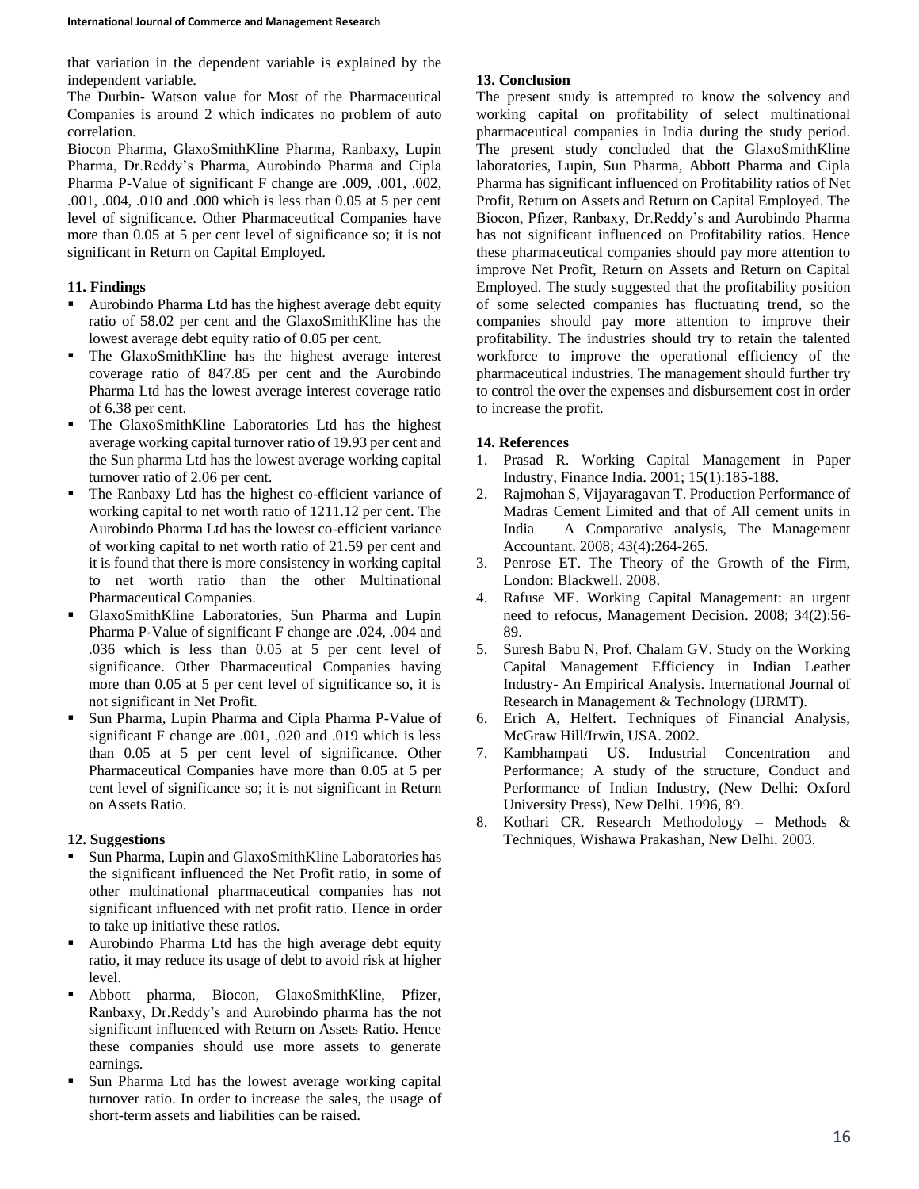that variation in the dependent variable is explained by the independent variable.

The Durbin- Watson value for Most of the Pharmaceutical Companies is around 2 which indicates no problem of auto correlation.

Biocon Pharma, GlaxoSmithKline Pharma, Ranbaxy, Lupin Pharma, Dr.Reddy's Pharma, Aurobindo Pharma and Cipla Pharma P-Value of significant F change are .009, .001, .002, .001, .004, .010 and .000 which is less than 0.05 at 5 per cent level of significance. Other Pharmaceutical Companies have more than 0.05 at 5 per cent level of significance so; it is not significant in Return on Capital Employed.

## 11. Findings

- Aurobindo Pharma Ltd has the highest average debt equity ratio of 58.02 per cent and the GlaxoSmithKline has the lowest average debt equity ratio of 0.05 per cent.
- The GlaxoSmithKline has the highest average interest coverage ratio of 847.85 per cent and the Aurobindo Pharma Ltd has the lowest average interest coverage ratio of 6.38 per cent.
- The GlaxoSmithKline Laboratories Ltd has the highest average working capital turnover ratio of 19.93 per cent and the Sun pharma Ltd has the lowest average working capital turnover ratio of 2.06 per cent.
- The Ranbaxy Ltd has the highest co-efficient variance of working capital to net worth ratio of 1211.12 per cent. The Aurobindo Pharma Ltd has the lowest co-efficient variance of working capital to net worth ratio of 21.59 per cent and it is found that there is more consistency in working capital to net worth ratio than the other Multinational Pharmaceutical Companies.
- GlaxoSmithKline Laboratories, Sun Pharma and Lupin Pharma P-Value of significant F change are .024, .004 and .036 which is less than 0.05 at 5 per cent level of significance. Other Pharmaceutical Companies having more than 0.05 at 5 per cent level of significance so, it is not significant in Net Profit.
- Sun Pharma, Lupin Pharma and Cipla Pharma P-Value of significant F change are .001, .020 and .019 which is less than 0.05 at 5 per cent level of significance. Other Pharmaceutical Companies have more than 0.05 at 5 per cent level of significance so; it is not significant in Return on Assets Ratio.

## 12. Suggestions

- Sun Pharma, Lupin and GlaxoSmithKline Laboratories has the significant influenced the Net Profit ratio, in some of other multinational pharmaceutical companies has not significant influenced with net profit ratio. Hence in order to take up initiative these ratios.
- Aurobindo Pharma Ltd has the high average debt equity ratio, it may reduce its usage of debt to avoid risk at higher level.
- Abbott pharma, Biocon, GlaxoSmithKline, Pfizer, Ranbaxy, Dr.Reddy's and Aurobindo pharma has the not significant influenced with Return on Assets Ratio. Hence these companies should use more assets to generate earnings.
- Sun Pharma Ltd has the lowest average working capital turnover ratio. In order to increase the sales, the usage of short-term assets and liabilities can be raised.

## 13. Conclusion

The present study is attempted to know the solvency and working capital on profitability of select multinational pharmaceutical companies in India during the study period. The present study concluded that the GlaxoSmithKline laboratories, Lupin, Sun Pharma, Abbott Pharma and Cipla Pharma has significant influenced on Profitability ratios of Net Profit, Return on Assets and Return on Capital Employed. The Biocon, Pfizer, Ranbaxy, Dr.Reddy's and Aurobindo Pharma has not significant influenced on Profitability ratios. Hence these pharmaceutical companies should pay more attention to improve Net Profit, Return on Assets and Return on Capital Employed. The study suggested that the profitability position of some selected companies has fluctuating trend, so the companies should pay more attention to improve their profitability. The industries should try to retain the talented workforce to improve the operational efficiency of the pharmaceutical industries. The management should further try to control the over the expenses and disbursement cost in order to increase the profit.

## 14. References

1. Prasad R. Working Capital Management in Paper Industry, Finance India. 2001; 15(1):185-188.
2. Rajmohan S, Vijayaragavan T. Production Performance of Madras Cement Limited and that of All cement units in India – A Comparative analysis, The Management Accountant. 2008; 43(4):264-265.
3. Penrose ET. The Theory of the Growth of the Firm, London: Blackwell. 2008.
4. Rafuse ME. Working Capital Management: an urgent need to refocus, Management Decision. 2008; 34(2):56-89.
5. Suresh Babu N, Prof. Chalam GV. Study on the Working Capital Management Efficiency in Indian Leather Industry- An Empirical Analysis. International Journal of Research in Management & Technology (IJRMT).
6. Erich A, Helfert. Techniques of Financial Analysis, McGraw Hill/Irwin, USA. 2002.
7. Kambhampati US. Industrial Concentration and Performance; A study of the structure, Conduct and Performance of Indian Industry, (New Delhi: Oxford University Press), New Delhi. 1996, 89.
8. Kothari CR. Research Methodology – Methods & Techniques, Wishawa Prakashan, New Delhi. 2003.